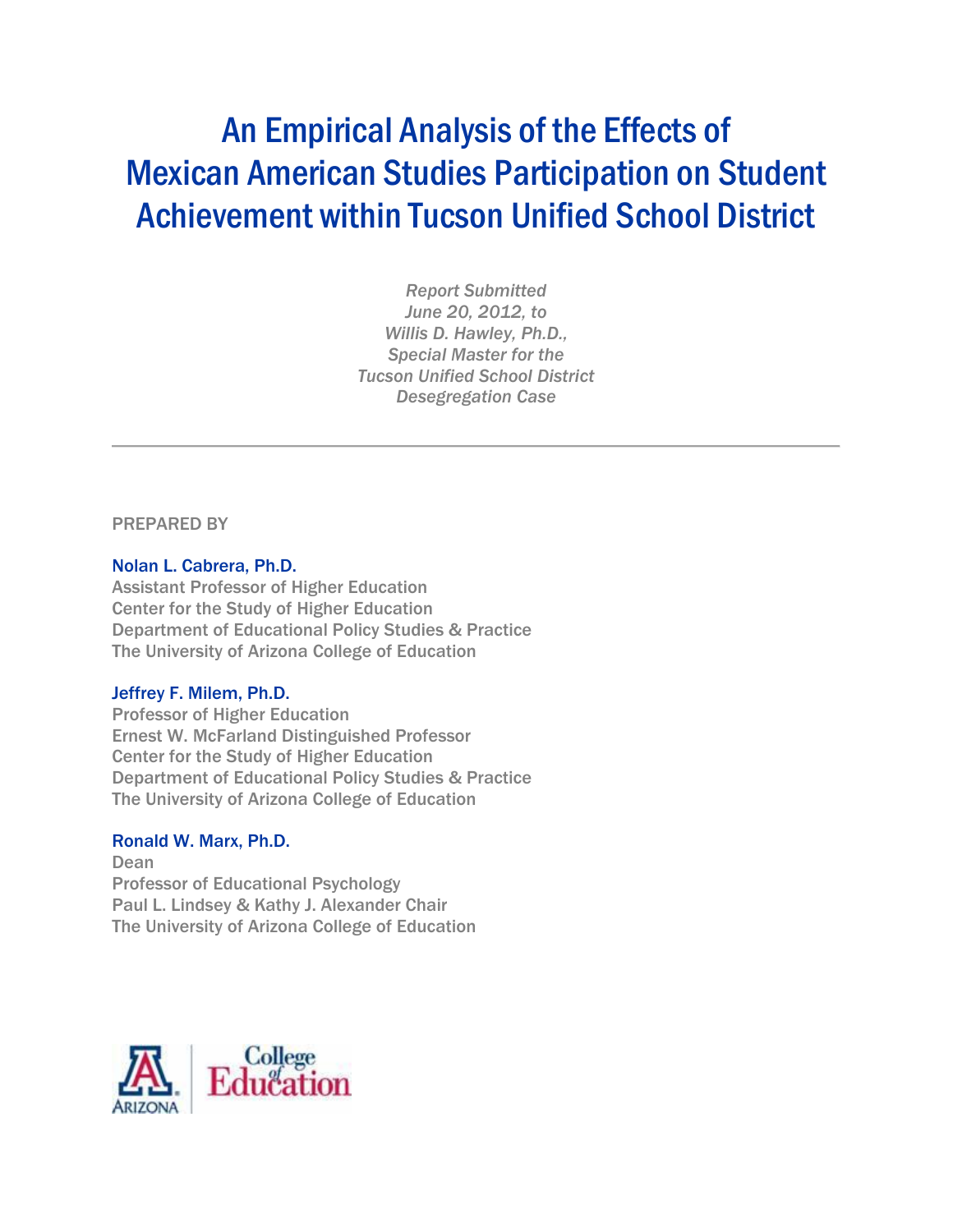# An Empirical Analysis of the Effects of Mexican American Studies Participation on Student Achievement within Tucson Unified School District

*Report Submitted*
*June 20, 2012, to*
*Willis D. Hawley, Ph.D.,*
*Special Master for the*
*Tucson Unified School District*
*Desegregation Case*

---

PREPARED BY

**Nolan L. Cabrera, Ph.D.**
Assistant Professor of Higher Education
Center for the Study of Higher Education
Department of Educational Policy Studies & Practice
The University of Arizona College of Education

**Jeffrey F. Milem, Ph.D.**
Professor of Higher Education
Ernest W. McFarland Distinguished Professor
Center for the Study of Higher Education
Department of Educational Policy Studies & Practice
The University of Arizona College of Education

**Ronald W. Marx, Ph.D.**
Dean
Professor of Educational Psychology
Paul L. Lindsey & Kathy J. Alexander Chair
The University of Arizona College of Education

Arizona | College of Education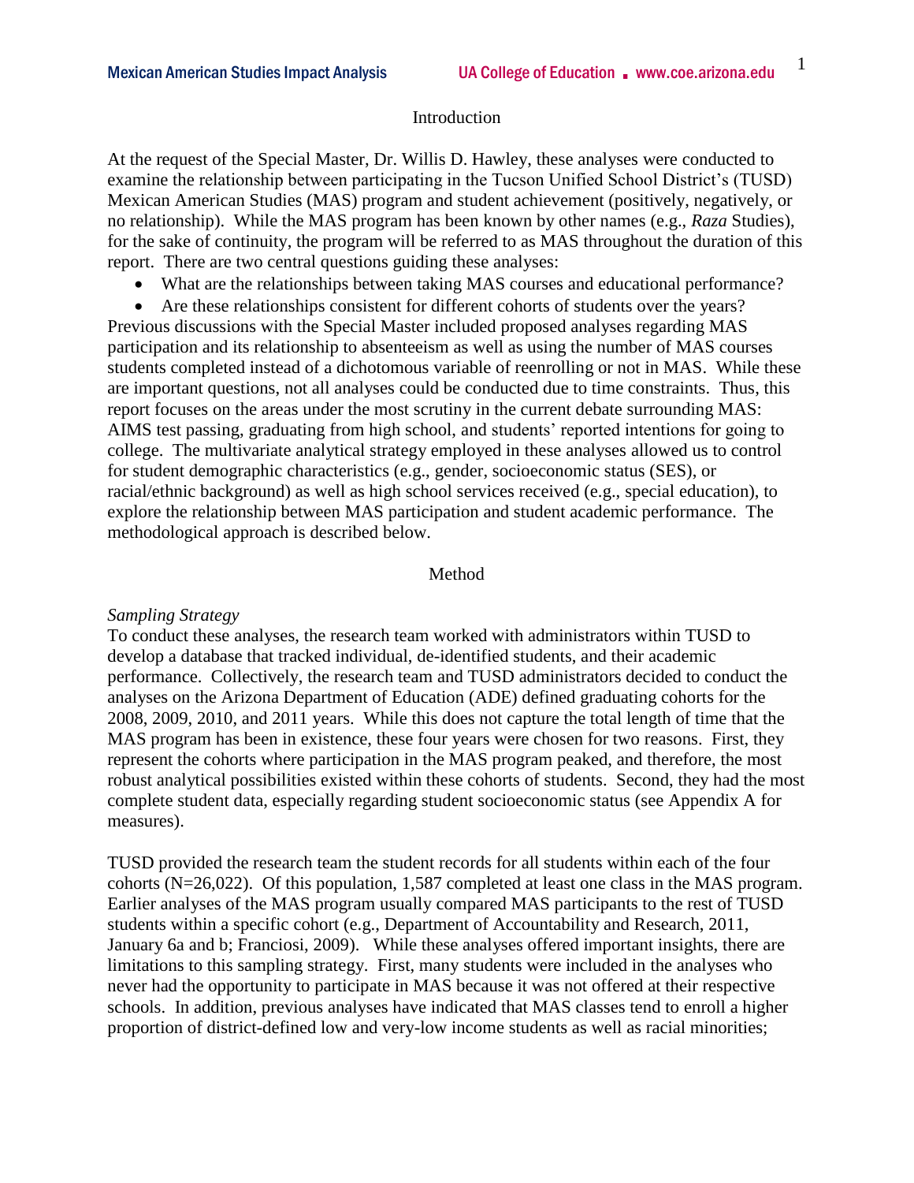## Introduction

At the request of the Special Master, Dr. Willis D. Hawley, these analyses were conducted to examine the relationship between participating in the Tucson Unified School District's (TUSD) Mexican American Studies (MAS) program and student achievement (positively, negatively, or no relationship). While the MAS program has been known by other names (e.g., *Raza* Studies), for the sake of continuity, the program will be referred to as MAS throughout the duration of this report. There are two central questions guiding these analyses:

- What are the relationships between taking MAS courses and educational performance?
- Are these relationships consistent for different cohorts of students over the years?

Previous discussions with the Special Master included proposed analyses regarding MAS participation and its relationship to absenteeism as well as using the number of MAS courses students completed instead of a dichotomous variable of reenrolling or not in MAS. While these are important questions, not all analyses could be conducted due to time constraints. Thus, this report focuses on the areas under the most scrutiny in the current debate surrounding MAS: AIMS test passing, graduating from high school, and students' reported intentions for going to college. The multivariate analytical strategy employed in these analyses allowed us to control for student demographic characteristics (e.g., gender, socioeconomic status (SES), or racial/ethnic background) as well as high school services received (e.g., special education), to explore the relationship between MAS participation and student academic performance. The methodological approach is described below.

## Method

### *Sampling Strategy*

To conduct these analyses, the research team worked with administrators within TUSD to develop a database that tracked individual, de-identified students, and their academic performance. Collectively, the research team and TUSD administrators decided to conduct the analyses on the Arizona Department of Education (ADE) defined graduating cohorts for the 2008, 2009, 2010, and 2011 years. While this does not capture the total length of time that the MAS program has been in existence, these four years were chosen for two reasons. First, they represent the cohorts where participation in the MAS program peaked, and therefore, the most robust analytical possibilities existed within these cohorts of students. Second, they had the most complete student data, especially regarding student socioeconomic status (see Appendix A for measures).

TUSD provided the research team the student records for all students within each of the four cohorts (N=26,022). Of this population, 1,587 completed at least one class in the MAS program. Earlier analyses of the MAS program usually compared MAS participants to the rest of TUSD students within a specific cohort (e.g., Department of Accountability and Research, 2011, January 6a and b; Franciosi, 2009). While these analyses offered important insights, there are limitations to this sampling strategy. First, many students were included in the analyses who never had the opportunity to participate in MAS because it was not offered at their respective schools. In addition, previous analyses have indicated that MAS classes tend to enroll a higher proportion of district-defined low and very-low income students as well as racial minorities;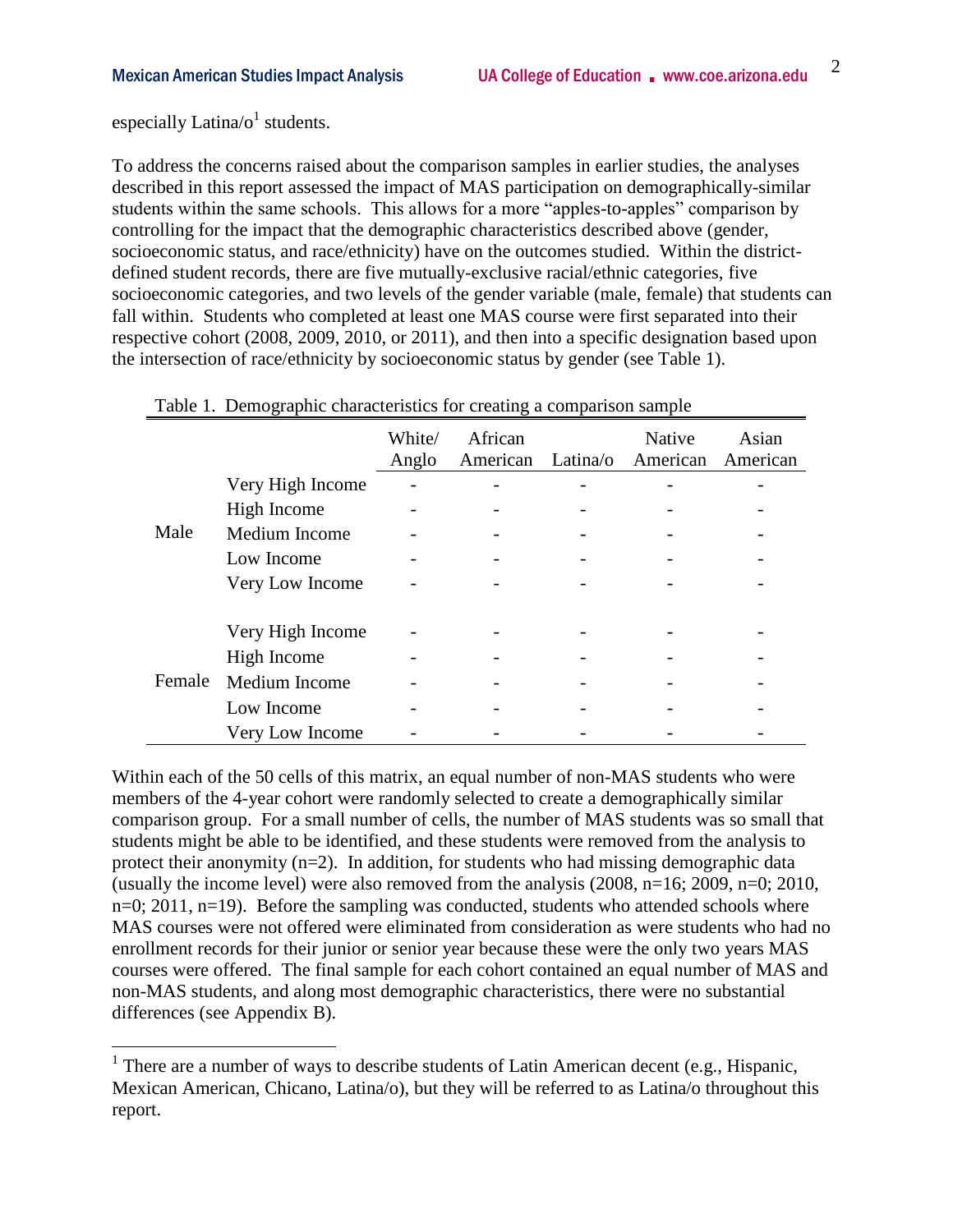especially Latina/o[1] students.

To address the concerns raised about the comparison samples in earlier studies, the analyses described in this report assessed the impact of MAS participation on demographically-similar students within the same schools. This allows for a more "apples-to-apples" comparison by controlling for the impact that the demographic characteristics described above (gender, socioeconomic status, and race/ethnicity) have on the outcomes studied. Within the district-defined student records, there are five mutually-exclusive racial/ethnic categories, five socioeconomic categories, and two levels of the gender variable (male, female) that students can fall within. Students who completed at least one MAS course were first separated into their respective cohort (2008, 2009, 2010, or 2011), and then into a specific designation based upon the intersection of race/ethnicity by socioeconomic status by gender (see Table 1).

Table 1. Demographic characteristics for creating a comparison sample

| | | White/ Anglo | African American | Latina/o | Native American | Asian American |
|---|---|---|---|---|---|---|
| Male | Very High Income | - | - | - | - | - |
| | High Income | - | - | - | - | - |
| | Medium Income | - | - | - | - | - |
| | Low Income | - | - | - | - | - |
| | Very Low Income | - | - | - | - | - |
| Female | Very High Income | - | - | - | - | - |
| | High Income | - | - | - | - | - |
| | Medium Income | - | - | - | - | - |
| | Low Income | - | - | - | - | - |
| | Very Low Income | - | - | - | - | - |

Within each of the 50 cells of this matrix, an equal number of non-MAS students who were members of the 4-year cohort were randomly selected to create a demographically similar comparison group. For a small number of cells, the number of MAS students was so small that students might be able to be identified, and these students were removed from the analysis to protect their anonymity (n=2). In addition, for students who had missing demographic data (usually the income level) were also removed from the analysis (2008, n=16; 2009, n=0; 2010, n=0; 2011, n=19). Before the sampling was conducted, students who attended schools where MAS courses were not offered were eliminated from consideration as were students who had no enrollment records for their junior or senior year because these were the only two years MAS courses were offered. The final sample for each cohort contained an equal number of MAS and non-MAS students, and along most demographic characteristics, there were no substantial differences (see Appendix B).

[1] There are a number of ways to describe students of Latin American decent (e.g., Hispanic, Mexican American, Chicano, Latina/o), but they will be referred to as Latina/o throughout this report.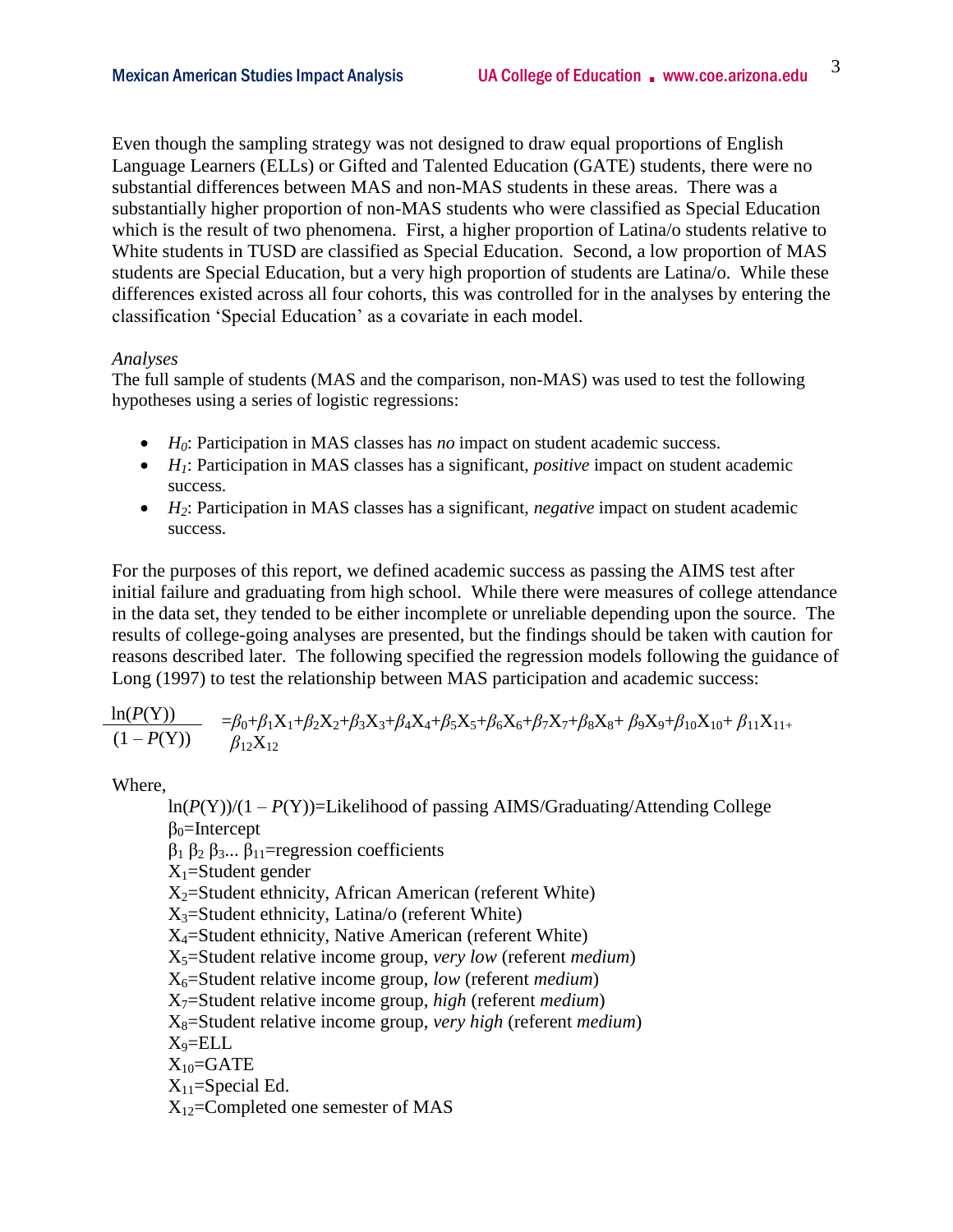Even though the sampling strategy was not designed to draw equal proportions of English Language Learners (ELLs) or Gifted and Talented Education (GATE) students, there were no substantial differences between MAS and non-MAS students in these areas. There was a substantially higher proportion of non-MAS students who were classified as Special Education which is the result of two phenomena. First, a higher proportion of Latina/o students relative to White students in TUSD are classified as Special Education. Second, a low proportion of MAS students are Special Education, but a very high proportion of students are Latina/o. While these differences existed across all four cohorts, this was controlled for in the analyses by entering the classification 'Special Education' as a covariate in each model.

*Analyses*

The full sample of students (MAS and the comparison, non-MAS) was used to test the following hypotheses using a series of logistic regressions:

- $H_0$: Participation in MAS classes has *no* impact on student academic success.
- $H_1$: Participation in MAS classes has a significant, *positive* impact on student academic success.
- $H_2$: Participation in MAS classes has a significant, *negative* impact on student academic success.

For the purposes of this report, we defined academic success as passing the AIMS test after initial failure and graduating from high school. While there were measures of college attendance in the data set, they tended to be either incomplete or unreliable depending upon the source. The results of college-going analyses are presented, but the findings should be taken with caution for reasons described later. The following specified the regression models following the guidance of Long (1997) to test the relationship between MAS participation and academic success:

$$\frac{\ln(P(\mathrm{Y}))}{(1 - P(\mathrm{Y}))} = \beta_0 + \beta_1 \mathrm{X}_1 + \beta_2 \mathrm{X}_2 + \beta_3 \mathrm{X}_3 + \beta_4 \mathrm{X}_4 + \beta_5 \mathrm{X}_5 + \beta_6 \mathrm{X}_6 + \beta_7 \mathrm{X}_7 + \beta_8 \mathrm{X}_8 + \beta_9 \mathrm{X}_9 + \beta_{10} \mathrm{X}_{10} + \beta_{11} \mathrm{X}_{11} + \beta_{12} \mathrm{X}_{12}$$

Where,

$\ln(P(\mathrm{Y}))/(1 - P(\mathrm{Y}))$=Likelihood of passing AIMS/Graduating/Attending College
$\beta_0$=Intercept
$\beta_1$ $\beta_2$ $\beta_3$... $\beta_{11}$=regression coefficients
$\mathrm{X}_1$=Student gender
$\mathrm{X}_2$=Student ethnicity, African American (referent White)
$\mathrm{X}_3$=Student ethnicity, Latina/o (referent White)
$\mathrm{X}_4$=Student ethnicity, Native American (referent White)
$\mathrm{X}_5$=Student relative income group, *very low* (referent *medium*)
$\mathrm{X}_6$=Student relative income group, *low* (referent *medium*)
$\mathrm{X}_7$=Student relative income group, *high* (referent *medium*)
$\mathrm{X}_8$=Student relative income group, *very high* (referent *medium*)
$\mathrm{X}_9$=ELL
$\mathrm{X}_{10}$=GATE
$\mathrm{X}_{11}$=Special Ed.
$\mathrm{X}_{12}$=Completed one semester of MAS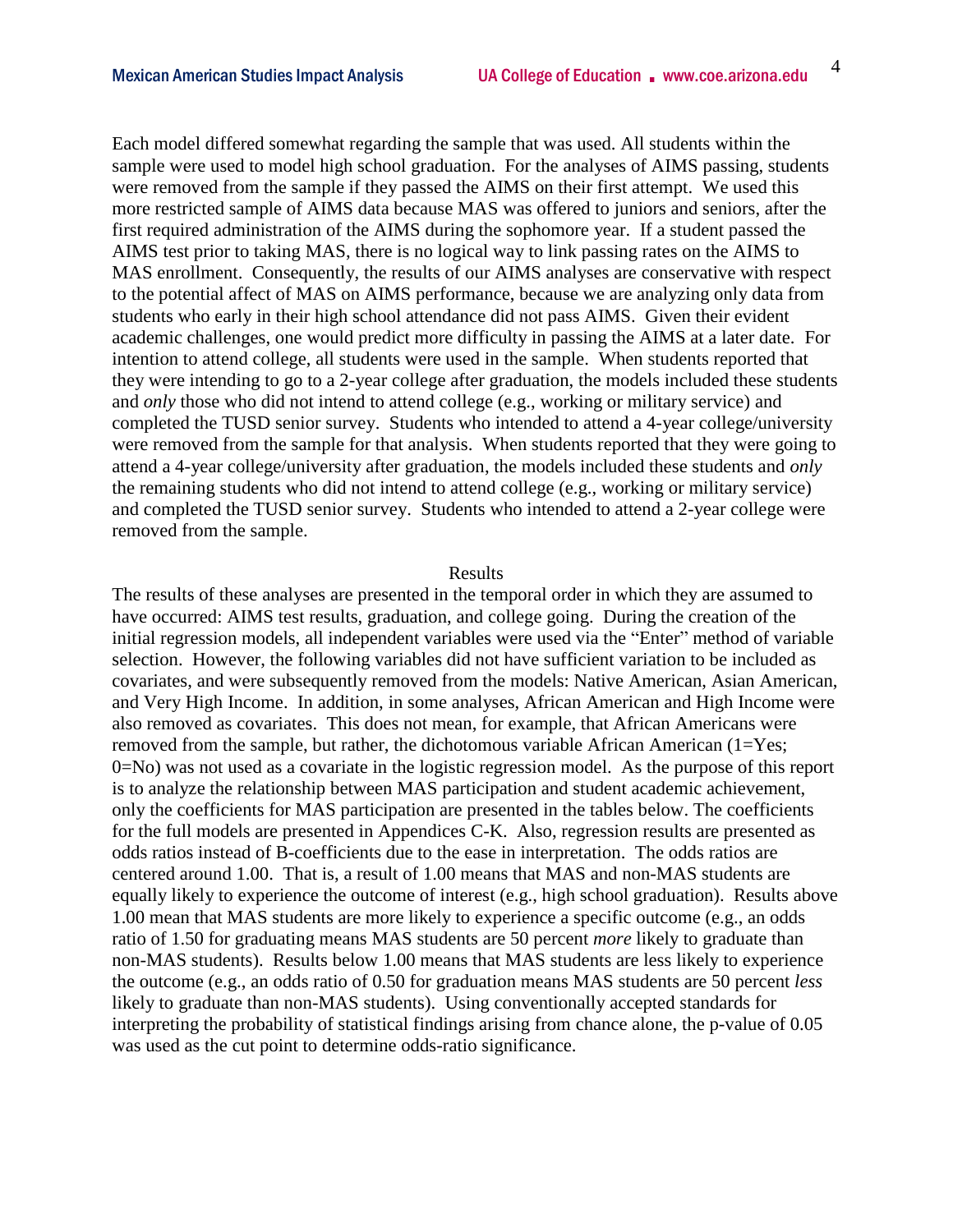Each model differed somewhat regarding the sample that was used. All students within the sample were used to model high school graduation. For the analyses of AIMS passing, students were removed from the sample if they passed the AIMS on their first attempt. We used this more restricted sample of AIMS data because MAS was offered to juniors and seniors, after the first required administration of the AIMS during the sophomore year. If a student passed the AIMS test prior to taking MAS, there is no logical way to link passing rates on the AIMS to MAS enrollment. Consequently, the results of our AIMS analyses are conservative with respect to the potential affect of MAS on AIMS performance, because we are analyzing only data from students who early in their high school attendance did not pass AIMS. Given their evident academic challenges, one would predict more difficulty in passing the AIMS at a later date. For intention to attend college, all students were used in the sample. When students reported that they were intending to go to a 2-year college after graduation, the models included these students and *only* those who did not intend to attend college (e.g., working or military service) and completed the TUSD senior survey. Students who intended to attend a 4-year college/university were removed from the sample for that analysis. When students reported that they were going to attend a 4-year college/university after graduation, the models included these students and *only* the remaining students who did not intend to attend college (e.g., working or military service) and completed the TUSD senior survey. Students who intended to attend a 2-year college were removed from the sample.

## Results

The results of these analyses are presented in the temporal order in which they are assumed to have occurred: AIMS test results, graduation, and college going. During the creation of the initial regression models, all independent variables were used via the "Enter" method of variable selection. However, the following variables did not have sufficient variation to be included as covariates, and were subsequently removed from the models: Native American, Asian American, and Very High Income. In addition, in some analyses, African American and High Income were also removed as covariates. This does not mean, for example, that African Americans were removed from the sample, but rather, the dichotomous variable African American (1=Yes; 0=No) was not used as a covariate in the logistic regression model. As the purpose of this report is to analyze the relationship between MAS participation and student academic achievement, only the coefficients for MAS participation are presented in the tables below. The coefficients for the full models are presented in Appendices C-K. Also, regression results are presented as odds ratios instead of B-coefficients due to the ease in interpretation. The odds ratios are centered around 1.00. That is, a result of 1.00 means that MAS and non-MAS students are equally likely to experience the outcome of interest (e.g., high school graduation). Results above 1.00 mean that MAS students are more likely to experience a specific outcome (e.g., an odds ratio of 1.50 for graduating means MAS students are 50 percent *more* likely to graduate than non-MAS students). Results below 1.00 means that MAS students are less likely to experience the outcome (e.g., an odds ratio of 0.50 for graduation means MAS students are 50 percent *less* likely to graduate than non-MAS students). Using conventionally accepted standards for interpreting the probability of statistical findings arising from chance alone, the p-value of 0.05 was used as the cut point to determine odds-ratio significance.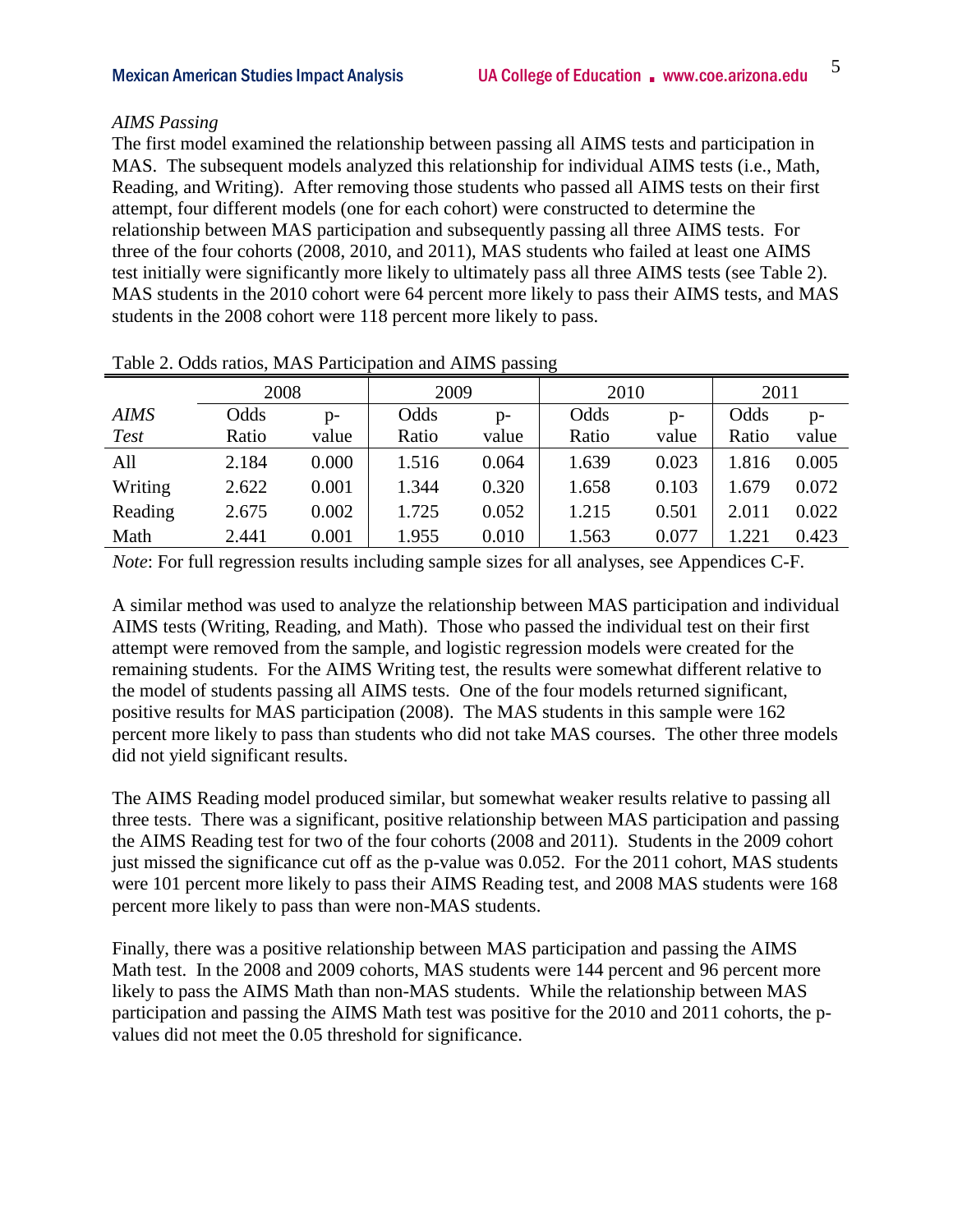*AIMS Passing*

The first model examined the relationship between passing all AIMS tests and participation in MAS. The subsequent models analyzed this relationship for individual AIMS tests (i.e., Math, Reading, and Writing). After removing those students who passed all AIMS tests on their first attempt, four different models (one for each cohort) were constructed to determine the relationship between MAS participation and subsequently passing all three AIMS tests. For three of the four cohorts (2008, 2010, and 2011), MAS students who failed at least one AIMS test initially were significantly more likely to ultimately pass all three AIMS tests (see Table 2). MAS students in the 2010 cohort were 64 percent more likely to pass their AIMS tests, and MAS students in the 2008 cohort were 118 percent more likely to pass.

Table 2. Odds ratios, MAS Participation and AIMS passing

| | 2008 | | 2009 | | 2010 | | 2011 | |
|---|---|---|---|---|---|---|---|---|
| *AIMS Test* | Odds Ratio | p-value | Odds Ratio | p-value | Odds Ratio | p-value | Odds Ratio | p-value |
| All | 2.184 | 0.000 | 1.516 | 0.064 | 1.639 | 0.023 | 1.816 | 0.005 |
| Writing | 2.622 | 0.001 | 1.344 | 0.320 | 1.658 | 0.103 | 1.679 | 0.072 |
| Reading | 2.675 | 0.002 | 1.725 | 0.052 | 1.215 | 0.501 | 2.011 | 0.022 |
| Math | 2.441 | 0.001 | 1.955 | 0.010 | 1.563 | 0.077 | 1.221 | 0.423 |

*Note*: For full regression results including sample sizes for all analyses, see Appendices C-F.

A similar method was used to analyze the relationship between MAS participation and individual AIMS tests (Writing, Reading, and Math). Those who passed the individual test on their first attempt were removed from the sample, and logistic regression models were created for the remaining students. For the AIMS Writing test, the results were somewhat different relative to the model of students passing all AIMS tests. One of the four models returned significant, positive results for MAS participation (2008). The MAS students in this sample were 162 percent more likely to pass than students who did not take MAS courses. The other three models did not yield significant results.

The AIMS Reading model produced similar, but somewhat weaker results relative to passing all three tests. There was a significant, positive relationship between MAS participation and passing the AIMS Reading test for two of the four cohorts (2008 and 2011). Students in the 2009 cohort just missed the significance cut off as the p-value was 0.052. For the 2011 cohort, MAS students were 101 percent more likely to pass their AIMS Reading test, and 2008 MAS students were 168 percent more likely to pass than were non-MAS students.

Finally, there was a positive relationship between MAS participation and passing the AIMS Math test. In the 2008 and 2009 cohorts, MAS students were 144 percent and 96 percent more likely to pass the AIMS Math than non-MAS students. While the relationship between MAS participation and passing the AIMS Math test was positive for the 2010 and 2011 cohorts, the p-values did not meet the 0.05 threshold for significance.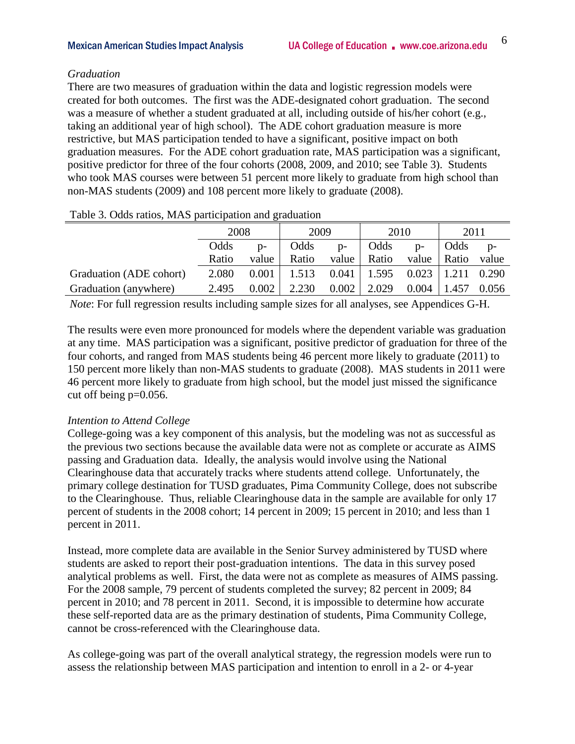*Graduation*

There are two measures of graduation within the data and logistic regression models were created for both outcomes. The first was the ADE-designated cohort graduation. The second was a measure of whether a student graduated at all, including outside of his/her cohort (e.g., taking an additional year of high school). The ADE cohort graduation measure is more restrictive, but MAS participation tended to have a significant, positive impact on both graduation measures. For the ADE cohort graduation rate, MAS participation was a significant, positive predictor for three of the four cohorts (2008, 2009, and 2010; see Table 3). Students who took MAS courses were between 51 percent more likely to graduate from high school than non-MAS students (2009) and 108 percent more likely to graduate (2008).

Table 3. Odds ratios, MAS participation and graduation

| | 2008 | | 2009 | | 2010 | | 2011 | |
|---|---|---|---|---|---|---|---|---|
| | Odds Ratio | p-value | Odds Ratio | p-value | Odds Ratio | p-value | Odds Ratio | p-value |
| Graduation (ADE cohort) | 2.080 | 0.001 | 1.513 | 0.041 | 1.595 | 0.023 | 1.211 | 0.290 |
| Graduation (anywhere) | 2.495 | 0.002 | 2.230 | 0.002 | 2.029 | 0.004 | 1.457 | 0.056 |

*Note*: For full regression results including sample sizes for all analyses, see Appendices G-H.

The results were even more pronounced for models where the dependent variable was graduation at any time. MAS participation was a significant, positive predictor of graduation for three of the four cohorts, and ranged from MAS students being 46 percent more likely to graduate (2011) to 150 percent more likely than non-MAS students to graduate (2008). MAS students in 2011 were 46 percent more likely to graduate from high school, but the model just missed the significance cut off being $p=0.056$.

*Intention to Attend College*

College-going was a key component of this analysis, but the modeling was not as successful as the previous two sections because the available data were not as complete or accurate as AIMS passing and Graduation data. Ideally, the analysis would involve using the National Clearinghouse data that accurately tracks where students attend college. Unfortunately, the primary college destination for TUSD graduates, Pima Community College, does not subscribe to the Clearinghouse. Thus, reliable Clearinghouse data in the sample are available for only 17 percent of students in the 2008 cohort; 14 percent in 2009; 15 percent in 2010; and less than 1 percent in 2011.

Instead, more complete data are available in the Senior Survey administered by TUSD where students are asked to report their post-graduation intentions. The data in this survey posed analytical problems as well. First, the data were not as complete as measures of AIMS passing. For the 2008 sample, 79 percent of students completed the survey; 82 percent in 2009; 84 percent in 2010; and 78 percent in 2011. Second, it is impossible to determine how accurate these self-reported data are as the primary destination of students, Pima Community College, cannot be cross-referenced with the Clearinghouse data.

As college-going was part of the overall analytical strategy, the regression models were run to assess the relationship between MAS participation and intention to enroll in a 2- or 4-year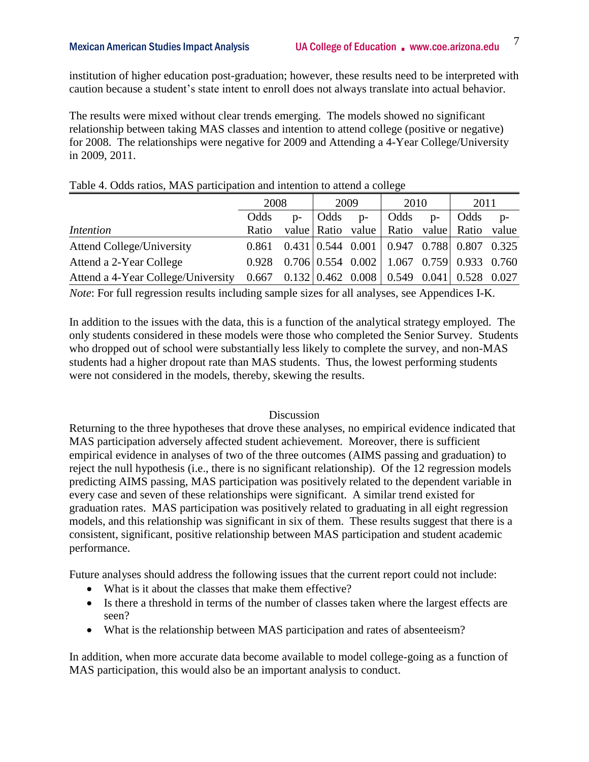institution of higher education post-graduation; however, these results need to be interpreted with caution because a student's state intent to enroll does not always translate into actual behavior.

The results were mixed without clear trends emerging. The models showed no significant relationship between taking MAS classes and intention to attend college (positive or negative) for 2008. The relationships were negative for 2009 and Attending a 4-Year College/University in 2009, 2011.

Table 4. Odds ratios, MAS participation and intention to attend a college

| | 2008 | | 2009 | | 2010 | | 2011 | |
|---|---|---|---|---|---|---|---|---|
| *Intention* | Odds Ratio | p-value | Odds Ratio | p-value | Odds Ratio | p-value | Odds Ratio | p-value |
| Attend College/University | 0.861 | 0.431 | 0.544 | 0.001 | 0.947 | 0.788 | 0.807 | 0.325 |
| Attend a 2-Year College | 0.928 | 0.706 | 0.554 | 0.002 | 1.067 | 0.759 | 0.933 | 0.760 |
| Attend a 4-Year College/University | 0.667 | 0.132 | 0.462 | 0.008 | 0.549 | 0.041 | 0.528 | 0.027 |

*Note*: For full regression results including sample sizes for all analyses, see Appendices I-K.

In addition to the issues with the data, this is a function of the analytical strategy employed. The only students considered in these models were those who completed the Senior Survey. Students who dropped out of school were substantially less likely to complete the survey, and non-MAS students had a higher dropout rate than MAS students. Thus, the lowest performing students were not considered in the models, thereby, skewing the results.

## Discussion

Returning to the three hypotheses that drove these analyses, no empirical evidence indicated that MAS participation adversely affected student achievement. Moreover, there is sufficient empirical evidence in analyses of two of the three outcomes (AIMS passing and graduation) to reject the null hypothesis (i.e., there is no significant relationship). Of the 12 regression models predicting AIMS passing, MAS participation was positively related to the dependent variable in every case and seven of these relationships were significant. A similar trend existed for graduation rates. MAS participation was positively related to graduating in all eight regression models, and this relationship was significant in six of them. These results suggest that there is a consistent, significant, positive relationship between MAS participation and student academic performance.

Future analyses should address the following issues that the current report could not include:

- What is it about the classes that make them effective?
- Is there a threshold in terms of the number of classes taken where the largest effects are seen?
- What is the relationship between MAS participation and rates of absenteeism?

In addition, when more accurate data become available to model college-going as a function of MAS participation, this would also be an important analysis to conduct.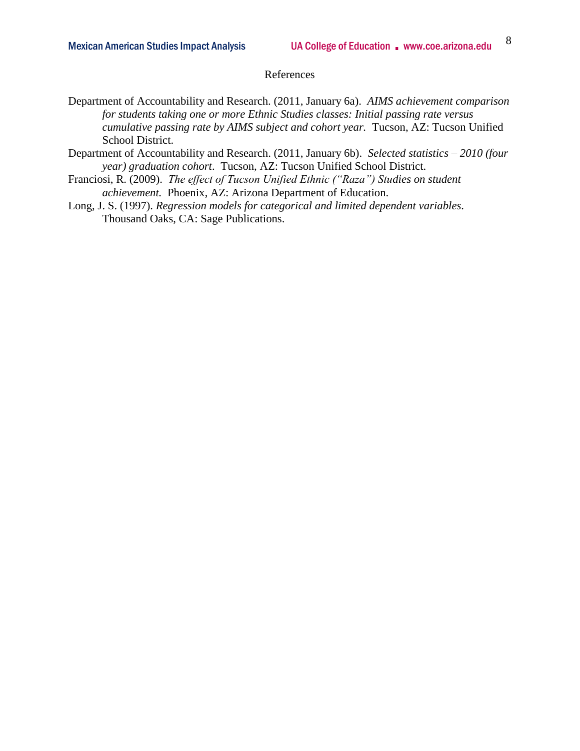## References

Department of Accountability and Research. (2011, January 6a). *AIMS achievement comparison for students taking one or more Ethnic Studies classes: Initial passing rate versus cumulative passing rate by AIMS subject and cohort year.* Tucson, AZ: Tucson Unified School District.

Department of Accountability and Research. (2011, January 6b). *Selected statistics – 2010 (four year) graduation cohort*. Tucson, AZ: Tucson Unified School District.

Franciosi, R. (2009). *The effect of Tucson Unified Ethnic ("Raza") Studies on student achievement.* Phoenix, AZ: Arizona Department of Education.

Long, J. S. (1997). *Regression models for categorical and limited dependent variables*. Thousand Oaks, CA: Sage Publications.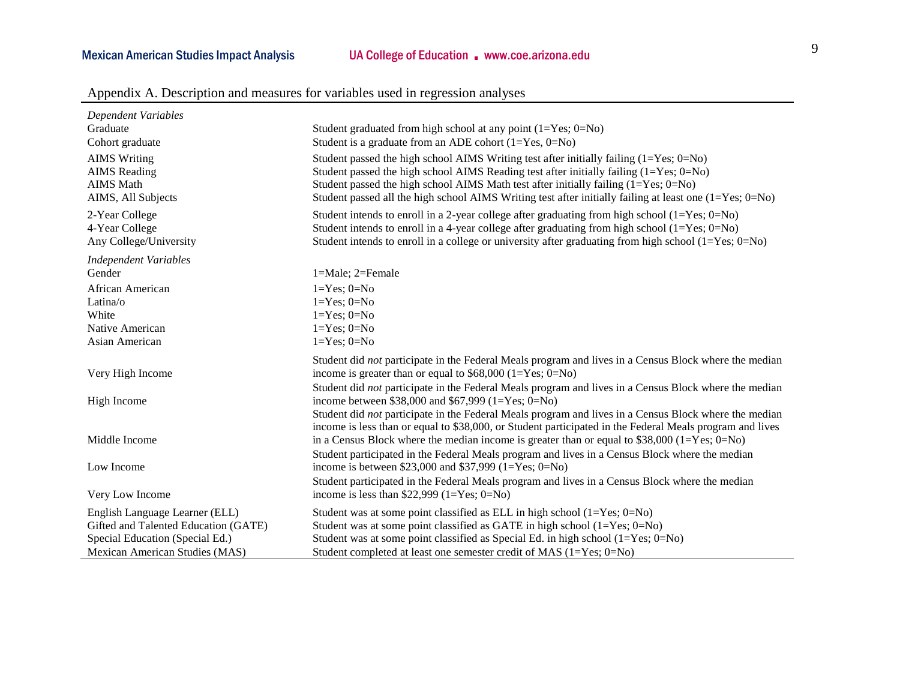Appendix A. Description and measures for variables used in regression analyses

| | |
|---|---|
| *Dependent Variables* | |
| Graduate | Student graduated from high school at any point (1=Yes; 0=No) |
| Cohort graduate | Student is a graduate from an ADE cohort (1=Yes, 0=No) |
| AIMS Writing | Student passed the high school AIMS Writing test after initially failing (1=Yes; 0=No) |
| AIMS Reading | Student passed the high school AIMS Reading test after initially failing (1=Yes; 0=No) |
| AIMS Math | Student passed the high school AIMS Math test after initially failing (1=Yes; 0=No) |
| AIMS, All Subjects | Student passed all the high school AIMS Writing test after initially failing at least one (1=Yes; 0=No) |
| 2-Year College | Student intends to enroll in a 2-year college after graduating from high school (1=Yes; 0=No) |
| 4-Year College | Student intends to enroll in a 4-year college after graduating from high school (1=Yes; 0=No) |
| Any College/University | Student intends to enroll in a college or university after graduating from high school (1=Yes; 0=No) |
| *Independent Variables* | |
| Gender | 1=Male; 2=Female |
| African American | 1=Yes; 0=No |
| Latina/o | 1=Yes; 0=No |
| White | 1=Yes; 0=No |
| Native American | 1=Yes; 0=No |
| Asian American | 1=Yes; 0=No |
| Very High Income | Student did *not* participate in the Federal Meals program and lives in a Census Block where the median income is greater than or equal to $68,000 (1=Yes; 0=No) |
| High Income | Student did *not* participate in the Federal Meals program and lives in a Census Block where the median income between $38,000 and $67,999 (1=Yes; 0=No) |
| Middle Income | Student did *not* participate in the Federal Meals program and lives in a Census Block where the median income is less than or equal to $38,000, or Student participated in the Federal Meals program and lives in a Census Block where the median income is greater than or equal to $38,000 (1=Yes; 0=No) |
| Low Income | Student participated in the Federal Meals program and lives in a Census Block where the median income is between $23,000 and $37,999 (1=Yes; 0=No) |
| Very Low Income | Student participated in the Federal Meals program and lives in a Census Block where the median income is less than $22,999 (1=Yes; 0=No) |
| English Language Learner (ELL) | Student was at some point classified as ELL in high school (1=Yes; 0=No) |
| Gifted and Talented Education (GATE) | Student was at some point classified as GATE in high school (1=Yes; 0=No) |
| Special Education (Special Ed.) | Student was at some point classified as Special Ed. in high school (1=Yes; 0=No) |
| Mexican American Studies (MAS) | Student completed at least one semester credit of MAS (1=Yes; 0=No) |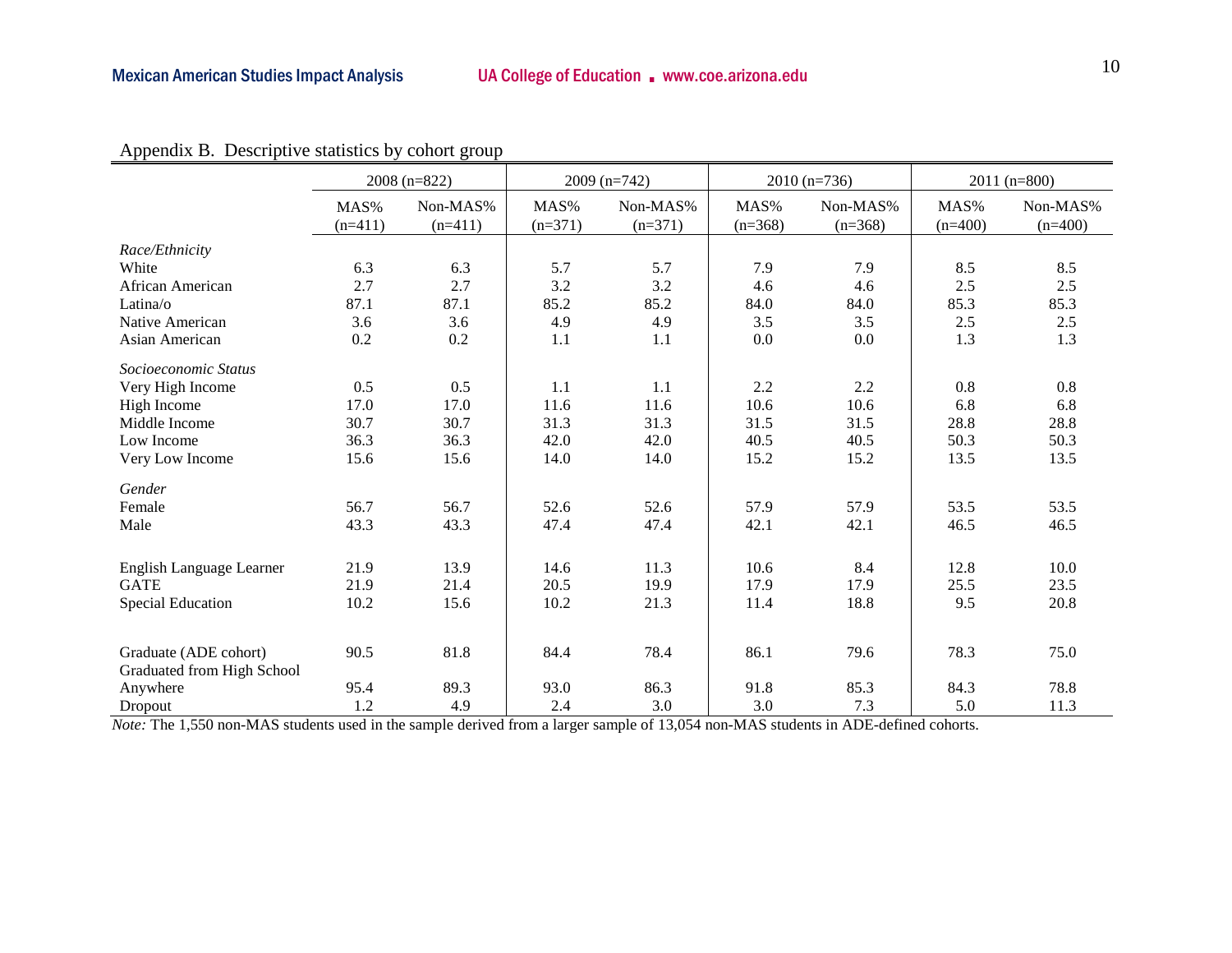Appendix B. Descriptive statistics by cohort group

| | 2008 (n=822) | | 2009 (n=742) | | 2010 (n=736) | | 2011 (n=800) | |
|---|---|---|---|---|---|---|---|---|
| | MAS% (n=411) | Non-MAS% (n=411) | MAS% (n=371) | Non-MAS% (n=371) | MAS% (n=368) | Non-MAS% (n=368) | MAS% (n=400) | Non-MAS% (n=400) |
| *Race/Ethnicity* | | | | | | | | |
| White | 6.3 | 6.3 | 5.7 | 5.7 | 7.9 | 7.9 | 8.5 | 8.5 |
| African American | 2.7 | 2.7 | 3.2 | 3.2 | 4.6 | 4.6 | 2.5 | 2.5 |
| Latina/o | 87.1 | 87.1 | 85.2 | 85.2 | 84.0 | 84.0 | 85.3 | 85.3 |
| Native American | 3.6 | 3.6 | 4.9 | 4.9 | 3.5 | 3.5 | 2.5 | 2.5 |
| Asian American | 0.2 | 0.2 | 1.1 | 1.1 | 0.0 | 0.0 | 1.3 | 1.3 |
| *Socioeconomic Status* | | | | | | | | |
| Very High Income | 0.5 | 0.5 | 1.1 | 1.1 | 2.2 | 2.2 | 0.8 | 0.8 |
| High Income | 17.0 | 17.0 | 11.6 | 11.6 | 10.6 | 10.6 | 6.8 | 6.8 |
| Middle Income | 30.7 | 30.7 | 31.3 | 31.3 | 31.5 | 31.5 | 28.8 | 28.8 |
| Low Income | 36.3 | 36.3 | 42.0 | 42.0 | 40.5 | 40.5 | 50.3 | 50.3 |
| Very Low Income | 15.6 | 15.6 | 14.0 | 14.0 | 15.2 | 15.2 | 13.5 | 13.5 |
| *Gender* | | | | | | | | |
| Female | 56.7 | 56.7 | 52.6 | 52.6 | 57.9 | 57.9 | 53.5 | 53.5 |
| Male | 43.3 | 43.3 | 47.4 | 47.4 | 42.1 | 42.1 | 46.5 | 46.5 |
| English Language Learner | 21.9 | 13.9 | 14.6 | 11.3 | 10.6 | 8.4 | 12.8 | 10.0 |
| GATE | 21.9 | 21.4 | 20.5 | 19.9 | 17.9 | 17.9 | 25.5 | 23.5 |
| Special Education | 10.2 | 15.6 | 10.2 | 21.3 | 11.4 | 18.8 | 9.5 | 20.8 |
| Graduate (ADE cohort) | 90.5 | 81.8 | 84.4 | 78.4 | 86.1 | 79.6 | 78.3 | 75.0 |
| Graduated from High School Anywhere | 95.4 | 89.3 | 93.0 | 86.3 | 91.8 | 85.3 | 84.3 | 78.8 |
| Dropout | 1.2 | 4.9 | 2.4 | 3.0 | 3.0 | 7.3 | 5.0 | 11.3 |

*Note:* The 1,550 non-MAS students used in the sample derived from a larger sample of 13,054 non-MAS students in ADE-defined cohorts.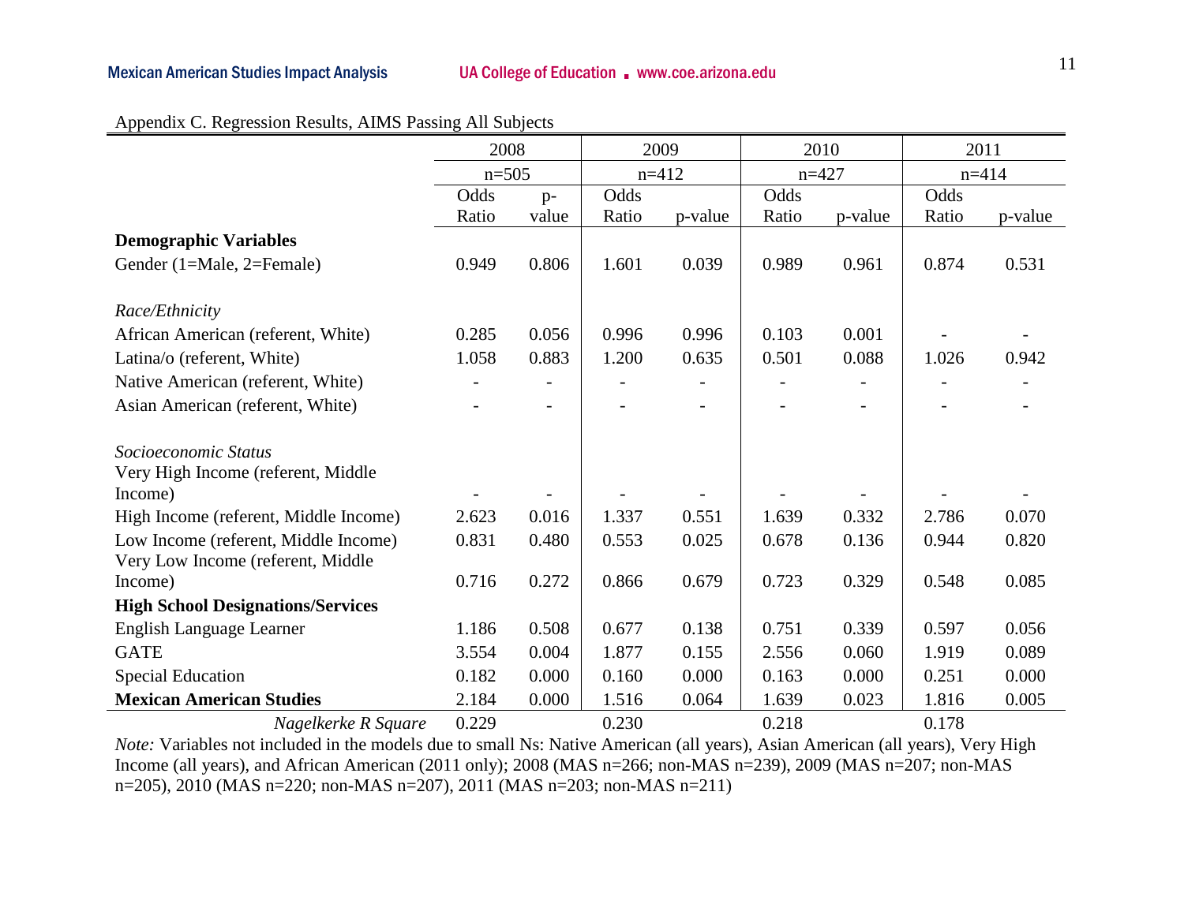Appendix C. Regression Results, AIMS Passing All Subjects

| | 2008 | | 2009 | | 2010 | | 2011 | |
|---|---|---|---|---|---|---|---|---|
| | n=505 | | n=412 | | n=427 | | n=414 | |
| | Odds Ratio | p-value | Odds Ratio | p-value | Odds Ratio | p-value | Odds Ratio | p-value |
| **Demographic Variables** | | | | | | | | |
| Gender (1=Male, 2=Female) | 0.949 | 0.806 | 1.601 | 0.039 | 0.989 | 0.961 | 0.874 | 0.531 |
| *Race/Ethnicity* | | | | | | | | |
| African American (referent, White) | 0.285 | 0.056 | 0.996 | 0.996 | 0.103 | 0.001 | - | - |
| Latina/o (referent, White) | 1.058 | 0.883 | 1.200 | 0.635 | 0.501 | 0.088 | 1.026 | 0.942 |
| Native American (referent, White) | - | - | - | - | - | - | - | - |
| Asian American (referent, White) | - | - | - | - | - | - | - | - |
| *Socioeconomic Status* | | | | | | | | |
| Very High Income (referent, Middle Income) | - | - | - | - | - | - | - | - |
| High Income (referent, Middle Income) | 2.623 | 0.016 | 1.337 | 0.551 | 1.639 | 0.332 | 2.786 | 0.070 |
| Low Income (referent, Middle Income) | 0.831 | 0.480 | 0.553 | 0.025 | 0.678 | 0.136 | 0.944 | 0.820 |
| Very Low Income (referent, Middle Income) | 0.716 | 0.272 | 0.866 | 0.679 | 0.723 | 0.329 | 0.548 | 0.085 |
| **High School Designations/Services** | | | | | | | | |
| English Language Learner | 1.186 | 0.508 | 0.677 | 0.138 | 0.751 | 0.339 | 0.597 | 0.056 |
| GATE | 3.554 | 0.004 | 1.877 | 0.155 | 2.556 | 0.060 | 1.919 | 0.089 |
| Special Education | 0.182 | 0.000 | 0.160 | 0.000 | 0.163 | 0.000 | 0.251 | 0.000 |
| **Mexican American Studies** | 2.184 | 0.000 | 1.516 | 0.064 | 1.639 | 0.023 | 1.816 | 0.005 |
| *Nagelkerke R Square* | 0.229 | | 0.230 | | 0.218 | | 0.178 | |

*Note:* Variables not included in the models due to small Ns: Native American (all years), Asian American (all years), Very High Income (all years), and African American (2011 only); 2008 (MAS n=266; non-MAS n=239), 2009 (MAS n=207; non-MAS n=205), 2010 (MAS n=220; non-MAS n=207), 2011 (MAS n=203; non-MAS n=211)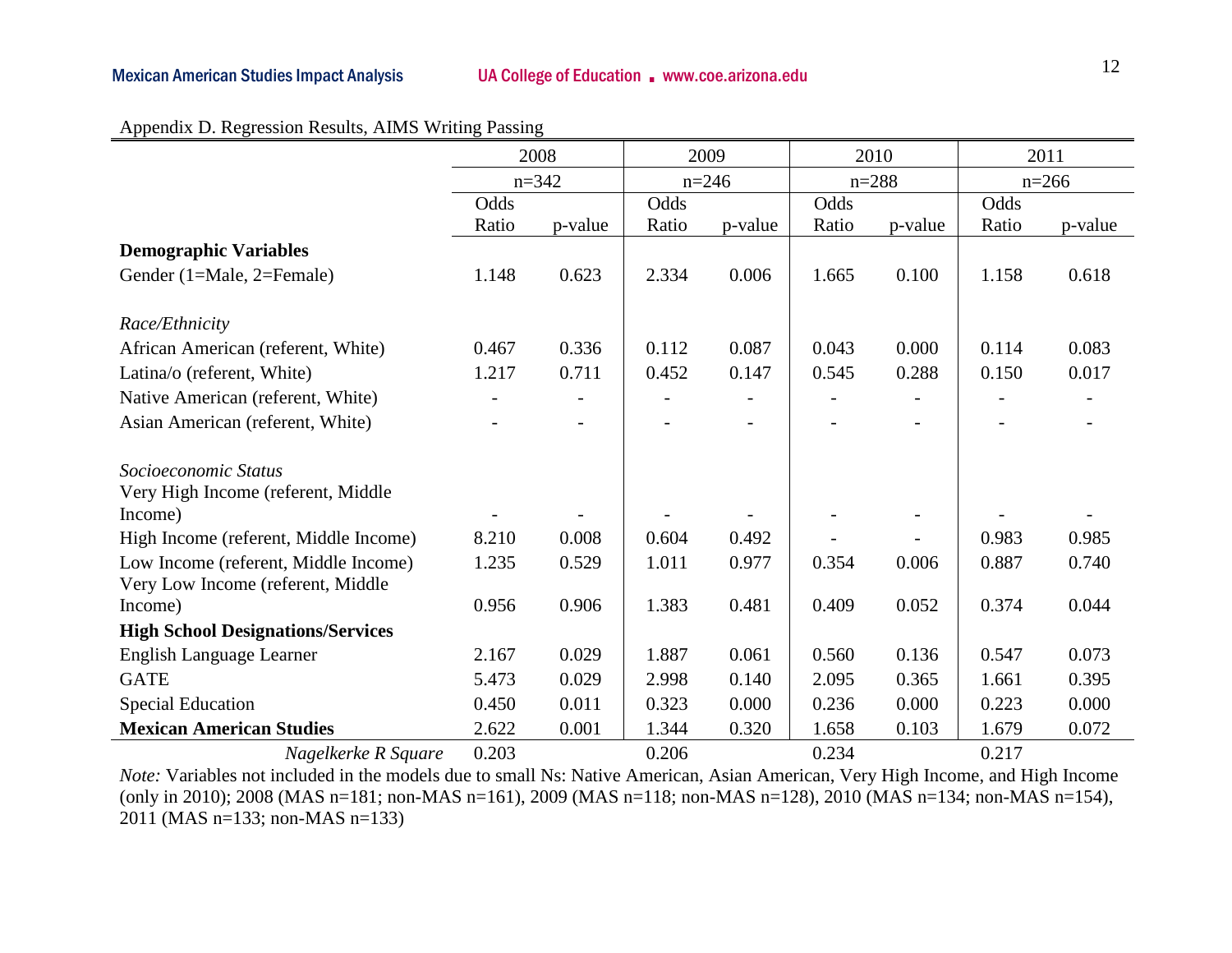Appendix D. Regression Results, AIMS Writing Passing

| | 2008 | | 2009 | | 2010 | | 2011 | |
|---|---|---|---|---|---|---|---|---|
| | n=342 | | n=246 | | n=288 | | n=266 | |
| | Odds Ratio | p-value | Odds Ratio | p-value | Odds Ratio | p-value | Odds Ratio | p-value |
| **Demographic Variables** | | | | | | | | |
| Gender (1=Male, 2=Female) | 1.148 | 0.623 | 2.334 | 0.006 | 1.665 | 0.100 | 1.158 | 0.618 |
| *Race/Ethnicity* | | | | | | | | |
| African American (referent, White) | 0.467 | 0.336 | 0.112 | 0.087 | 0.043 | 0.000 | 0.114 | 0.083 |
| Latina/o (referent, White) | 1.217 | 0.711 | 0.452 | 0.147 | 0.545 | 0.288 | 0.150 | 0.017 |
| Native American (referent, White) | - | - | - | - | - | - | - | - |
| Asian American (referent, White) | - | - | - | - | - | - | - | - |
| *Socioeconomic Status* | | | | | | | | |
| Very High Income (referent, Middle Income) | - | - | - | - | - | - | - | - |
| High Income (referent, Middle Income) | 8.210 | 0.008 | 0.604 | 0.492 | - | - | 0.983 | 0.985 |
| Low Income (referent, Middle Income) | 1.235 | 0.529 | 1.011 | 0.977 | 0.354 | 0.006 | 0.887 | 0.740 |
| Very Low Income (referent, Middle Income) | 0.956 | 0.906 | 1.383 | 0.481 | 0.409 | 0.052 | 0.374 | 0.044 |
| **High School Designations/Services** | | | | | | | | |
| English Language Learner | 2.167 | 0.029 | 1.887 | 0.061 | 0.560 | 0.136 | 0.547 | 0.073 |
| GATE | 5.473 | 0.029 | 2.998 | 0.140 | 2.095 | 0.365 | 1.661 | 0.395 |
| Special Education | 0.450 | 0.011 | 0.323 | 0.000 | 0.236 | 0.000 | 0.223 | 0.000 |
| **Mexican American Studies** | 2.622 | 0.001 | 1.344 | 0.320 | 1.658 | 0.103 | 1.679 | 0.072 |
| *Nagelkerke R Square* | 0.203 | | 0.206 | | 0.234 | | 0.217 | |

*Note:* Variables not included in the models due to small Ns: Native American, Asian American, Very High Income, and High Income (only in 2010); 2008 (MAS n=181; non-MAS n=161), 2009 (MAS n=118; non-MAS n=128), 2010 (MAS n=134; non-MAS n=154), 2011 (MAS n=133; non-MAS n=133)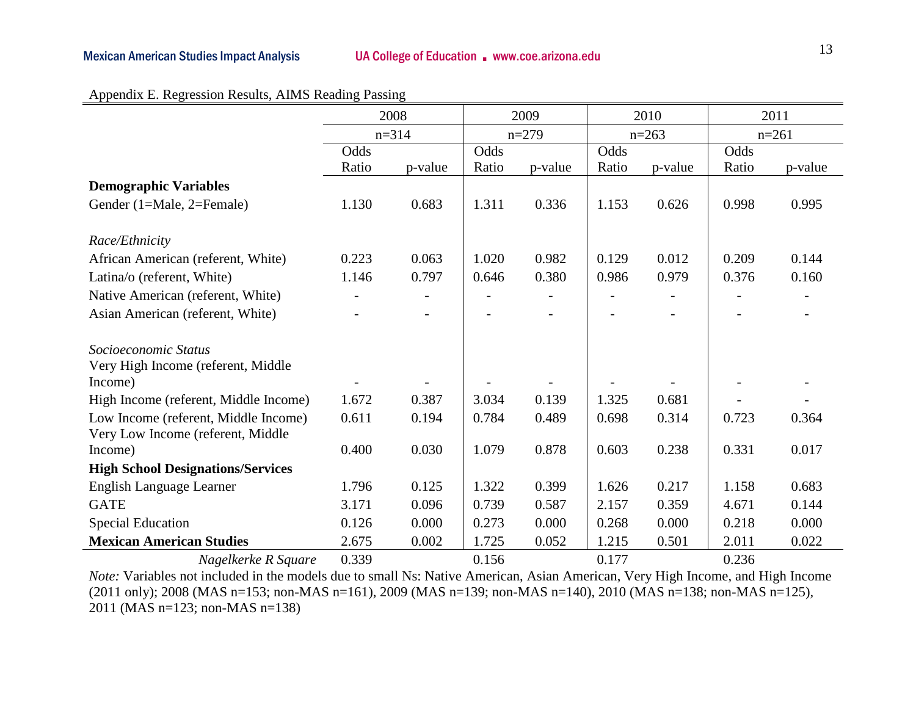Appendix E. Regression Results, AIMS Reading Passing

| | 2008 | | 2009 | | 2010 | | 2011 | |
|---|---|---|---|---|---|---|---|---|
| | n=314 | | n=279 | | n=263 | | n=261 | |
| | Odds Ratio | p-value | Odds Ratio | p-value | Odds Ratio | p-value | Odds Ratio | p-value |
| **Demographic Variables** | | | | | | | | |
| Gender (1=Male, 2=Female) | 1.130 | 0.683 | 1.311 | 0.336 | 1.153 | 0.626 | 0.998 | 0.995 |
| *Race/Ethnicity* | | | | | | | | |
| African American (referent, White) | 0.223 | 0.063 | 1.020 | 0.982 | 0.129 | 0.012 | 0.209 | 0.144 |
| Latina/o (referent, White) | 1.146 | 0.797 | 0.646 | 0.380 | 0.986 | 0.979 | 0.376 | 0.160 |
| Native American (referent, White) | - | - | - | - | - | - | - | - |
| Asian American (referent, White) | - | - | - | - | - | - | - | - |
| *Socioeconomic Status* | | | | | | | | |
| Very High Income (referent, Middle Income) | - | - | - | - | - | - | - | - |
| High Income (referent, Middle Income) | 1.672 | 0.387 | 3.034 | 0.139 | 1.325 | 0.681 | - | - |
| Low Income (referent, Middle Income) | 0.611 | 0.194 | 0.784 | 0.489 | 0.698 | 0.314 | 0.723 | 0.364 |
| Very Low Income (referent, Middle Income) | 0.400 | 0.030 | 1.079 | 0.878 | 0.603 | 0.238 | 0.331 | 0.017 |
| **High School Designations/Services** | | | | | | | | |
| English Language Learner | 1.796 | 0.125 | 1.322 | 0.399 | 1.626 | 0.217 | 1.158 | 0.683 |
| GATE | 3.171 | 0.096 | 0.739 | 0.587 | 2.157 | 0.359 | 4.671 | 0.144 |
| Special Education | 0.126 | 0.000 | 0.273 | 0.000 | 0.268 | 0.000 | 0.218 | 0.000 |
| **Mexican American Studies** | 2.675 | 0.002 | 1.725 | 0.052 | 1.215 | 0.501 | 2.011 | 0.022 |
| *Nagelkerke R Square* | 0.339 | | 0.156 | | 0.177 | | 0.236 | |

*Note:* Variables not included in the models due to small Ns: Native American, Asian American, Very High Income, and High Income (2011 only); 2008 (MAS n=153; non-MAS n=161), 2009 (MAS n=139; non-MAS n=140), 2010 (MAS n=138; non-MAS n=125), 2011 (MAS n=123; non-MAS n=138)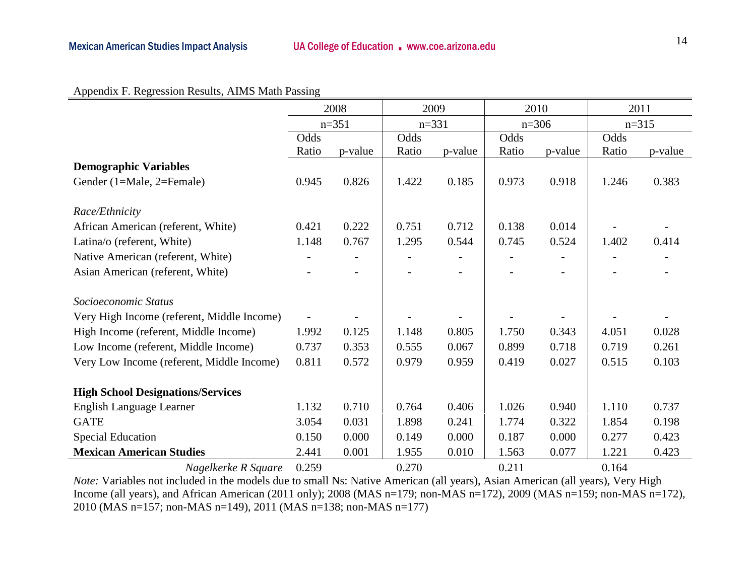Appendix F. Regression Results, AIMS Math Passing

| | 2008 | | 2009 | | 2010 | | 2011 | |
|---|---|---|---|---|---|---|---|---|
| | n=351 | | n=331 | | n=306 | | n=315 | |
| | Odds Ratio | p-value | Odds Ratio | p-value | Odds Ratio | p-value | Odds Ratio | p-value |
| **Demographic Variables** | | | | | | | | |
| Gender (1=Male, 2=Female) | 0.945 | 0.826 | 1.422 | 0.185 | 0.973 | 0.918 | 1.246 | 0.383 |
| *Race/Ethnicity* | | | | | | | | |
| African American (referent, White) | 0.421 | 0.222 | 0.751 | 0.712 | 0.138 | 0.014 | - | - |
| Latina/o (referent, White) | 1.148 | 0.767 | 1.295 | 0.544 | 0.745 | 0.524 | 1.402 | 0.414 |
| Native American (referent, White) | - | - | - | - | - | - | - | - |
| Asian American (referent, White) | - | - | - | - | - | - | - | - |
| *Socioeconomic Status* | | | | | | | | |
| Very High Income (referent, Middle Income) | - | - | - | - | - | - | - | - |
| High Income (referent, Middle Income) | 1.992 | 0.125 | 1.148 | 0.805 | 1.750 | 0.343 | 4.051 | 0.028 |
| Low Income (referent, Middle Income) | 0.737 | 0.353 | 0.555 | 0.067 | 0.899 | 0.718 | 0.719 | 0.261 |
| Very Low Income (referent, Middle Income) | 0.811 | 0.572 | 0.979 | 0.959 | 0.419 | 0.027 | 0.515 | 0.103 |
| **High School Designations/Services** | | | | | | | | |
| English Language Learner | 1.132 | 0.710 | 0.764 | 0.406 | 1.026 | 0.940 | 1.110 | 0.737 |
| GATE | 3.054 | 0.031 | 1.898 | 0.241 | 1.774 | 0.322 | 1.854 | 0.198 |
| Special Education | 0.150 | 0.000 | 0.149 | 0.000 | 0.187 | 0.000 | 0.277 | 0.423 |
| **Mexican American Studies** | 2.441 | 0.001 | 1.955 | 0.010 | 1.563 | 0.077 | 1.221 | 0.423 |
| *Nagelkerke R Square* | 0.259 | | 0.270 | | 0.211 | | 0.164 | |

*Note:* Variables not included in the models due to small Ns: Native American (all years), Asian American (all years), Very High Income (all years), and African American (2011 only); 2008 (MAS n=179; non-MAS n=172), 2009 (MAS n=159; non-MAS n=172), 2010 (MAS n=157; non-MAS n=149), 2011 (MAS n=138; non-MAS n=177)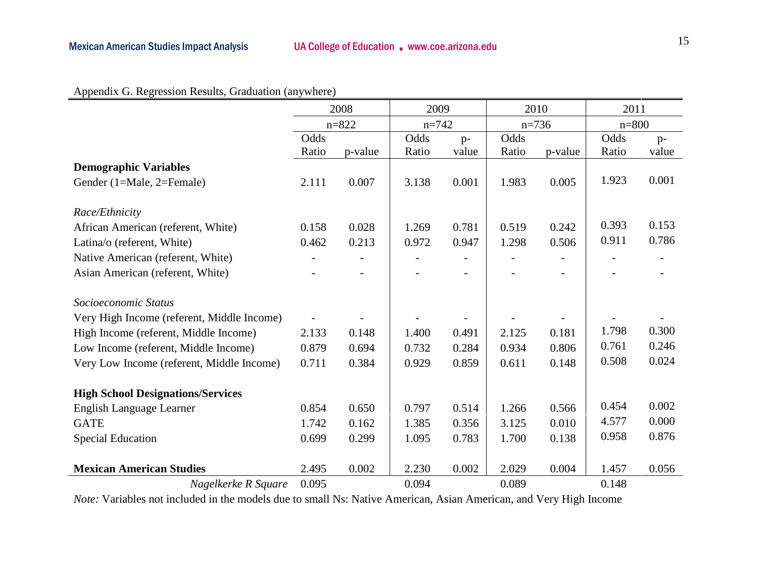Appendix G. Regression Results, Graduation (anywhere)

| | 2008 | | 2009 | | 2010 | | 2011 | |
|---|---|---|---|---|---|---|---|---|
| | n=822 | | n=742 | | n=736 | | n=800 | |
| | Odds Ratio | p-value | Odds Ratio | p-value | Odds Ratio | p-value | Odds Ratio | p-value |
| **Demographic Variables** | | | | | | | | |
| Gender (1=Male, 2=Female) | 2.111 | 0.007 | 3.138 | 0.001 | 1.983 | 0.005 | 1.923 | 0.001 |
| *Race/Ethnicity* | | | | | | | | |
| African American (referent, White) | 0.158 | 0.028 | 1.269 | 0.781 | 0.519 | 0.242 | 0.393 | 0.153 |
| Latina/o (referent, White) | 0.462 | 0.213 | 0.972 | 0.947 | 1.298 | 0.506 | 0.911 | 0.786 |
| Native American (referent, White) | - | - | - | - | - | - | - | - |
| Asian American (referent, White) | - | - | - | - | - | - | - | - |
| *Socioeconomic Status* | | | | | | | | |
| Very High Income (referent, Middle Income) | - | - | - | - | - | - | - | - |
| High Income (referent, Middle Income) | 2.133 | 0.148 | 1.400 | 0.491 | 2.125 | 0.181 | 1.798 | 0.300 |
| Low Income (referent, Middle Income) | 0.879 | 0.694 | 0.732 | 0.284 | 0.934 | 0.806 | 0.761 | 0.246 |
| Very Low Income (referent, Middle Income) | 0.711 | 0.384 | 0.929 | 0.859 | 0.611 | 0.148 | 0.508 | 0.024 |
| **High School Designations/Services** | | | | | | | | |
| English Language Learner | 0.854 | 0.650 | 0.797 | 0.514 | 1.266 | 0.566 | 0.454 | 0.002 |
| GATE | 1.742 | 0.162 | 1.385 | 0.356 | 3.125 | 0.010 | 4.577 | 0.000 |
| Special Education | 0.699 | 0.299 | 1.095 | 0.783 | 1.700 | 0.138 | 0.958 | 0.876 |
| **Mexican American Studies** | 2.495 | 0.002 | 2.230 | 0.002 | 2.029 | 0.004 | 1.457 | 0.056 |
| *Nagelkerke R Square* | 0.095 | | 0.094 | | 0.089 | | 0.148 | |

*Note:* Variables not included in the models due to small Ns: Native American, Asian American, and Very High Income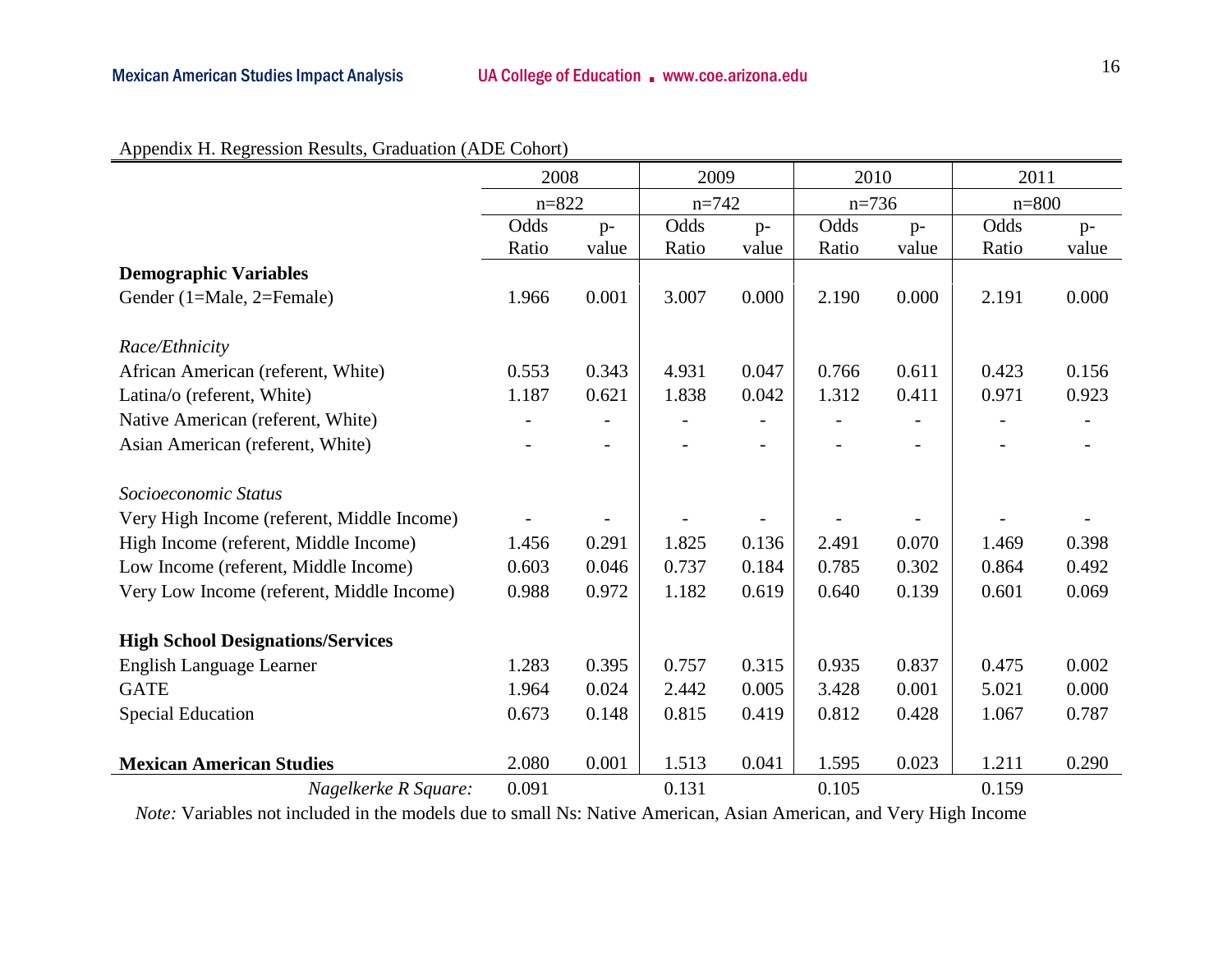Appendix H. Regression Results, Graduation (ADE Cohort)

| | 2008 | | 2009 | | 2010 | | 2011 | |
|---|---|---|---|---|---|---|---|---|
| | n=822 | | n=742 | | n=736 | | n=800 | |
| | Odds Ratio | p-value | Odds Ratio | p-value | Odds Ratio | p-value | Odds Ratio | p-value |
| **Demographic Variables** | | | | | | | | |
| Gender (1=Male, 2=Female) | 1.966 | 0.001 | 3.007 | 0.000 | 2.190 | 0.000 | 2.191 | 0.000 |
| *Race/Ethnicity* | | | | | | | | |
| African American (referent, White) | 0.553 | 0.343 | 4.931 | 0.047 | 0.766 | 0.611 | 0.423 | 0.156 |
| Latina/o (referent, White) | 1.187 | 0.621 | 1.838 | 0.042 | 1.312 | 0.411 | 0.971 | 0.923 |
| Native American (referent, White) | - | - | - | - | - | - | - | - |
| Asian American (referent, White) | - | - | - | - | - | - | - | - |
| *Socioeconomic Status* | | | | | | | | |
| Very High Income (referent, Middle Income) | - | - | - | - | - | - | - | - |
| High Income (referent, Middle Income) | 1.456 | 0.291 | 1.825 | 0.136 | 2.491 | 0.070 | 1.469 | 0.398 |
| Low Income (referent, Middle Income) | 0.603 | 0.046 | 0.737 | 0.184 | 0.785 | 0.302 | 0.864 | 0.492 |
| Very Low Income (referent, Middle Income) | 0.988 | 0.972 | 1.182 | 0.619 | 0.640 | 0.139 | 0.601 | 0.069 |
| **High School Designations/Services** | | | | | | | | |
| English Language Learner | 1.283 | 0.395 | 0.757 | 0.315 | 0.935 | 0.837 | 0.475 | 0.002 |
| GATE | 1.964 | 0.024 | 2.442 | 0.005 | 3.428 | 0.001 | 5.021 | 0.000 |
| Special Education | 0.673 | 0.148 | 0.815 | 0.419 | 0.812 | 0.428 | 1.067 | 0.787 |
| **Mexican American Studies** | 2.080 | 0.001 | 1.513 | 0.041 | 1.595 | 0.023 | 1.211 | 0.290 |
| *Nagelkerke R Square:* | 0.091 | | 0.131 | | 0.105 | | 0.159 | |

*Note:* Variables not included in the models due to small Ns: Native American, Asian American, and Very High Income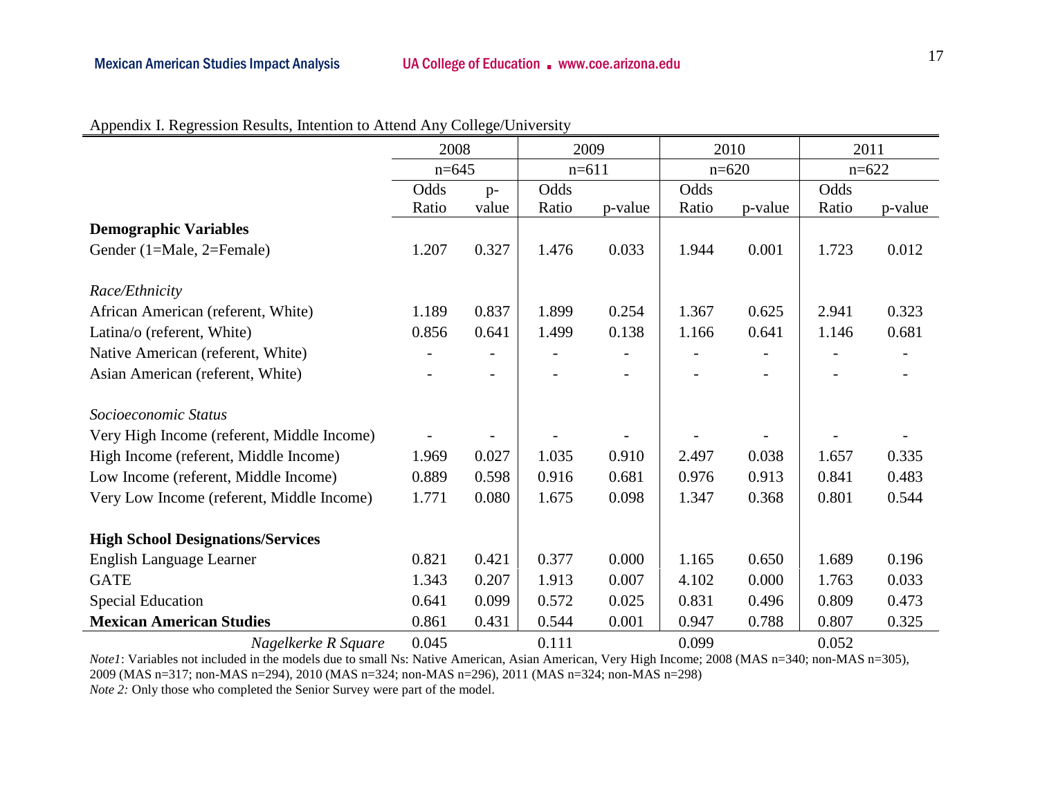Appendix I. Regression Results, Intention to Attend Any College/University

| | 2008 | | 2009 | | 2010 | | 2011 | |
|---|---|---|---|---|---|---|---|---|
| | n=645 | | n=611 | | n=620 | | n=622 | |
| | Odds Ratio | p-value | Odds Ratio | p-value | Odds Ratio | p-value | Odds Ratio | p-value |
| **Demographic Variables** | | | | | | | | |
| Gender (1=Male, 2=Female) | 1.207 | 0.327 | 1.476 | 0.033 | 1.944 | 0.001 | 1.723 | 0.012 |
| *Race/Ethnicity* | | | | | | | | |
| African American (referent, White) | 1.189 | 0.837 | 1.899 | 0.254 | 1.367 | 0.625 | 2.941 | 0.323 |
| Latina/o (referent, White) | 0.856 | 0.641 | 1.499 | 0.138 | 1.166 | 0.641 | 1.146 | 0.681 |
| Native American (referent, White) | - | - | - | - | - | - | - | - |
| Asian American (referent, White) | - | - | - | - | - | - | - | - |
| *Socioeconomic Status* | | | | | | | | |
| Very High Income (referent, Middle Income) | - | - | - | - | - | - | - | - |
| High Income (referent, Middle Income) | 1.969 | 0.027 | 1.035 | 0.910 | 2.497 | 0.038 | 1.657 | 0.335 |
| Low Income (referent, Middle Income) | 0.889 | 0.598 | 0.916 | 0.681 | 0.976 | 0.913 | 0.841 | 0.483 |
| Very Low Income (referent, Middle Income) | 1.771 | 0.080 | 1.675 | 0.098 | 1.347 | 0.368 | 0.801 | 0.544 |
| **High School Designations/Services** | | | | | | | | |
| English Language Learner | 0.821 | 0.421 | 0.377 | 0.000 | 1.165 | 0.650 | 1.689 | 0.196 |
| GATE | 1.343 | 0.207 | 1.913 | 0.007 | 4.102 | 0.000 | 1.763 | 0.033 |
| Special Education | 0.641 | 0.099 | 0.572 | 0.025 | 0.831 | 0.496 | 0.809 | 0.473 |
| **Mexican American Studies** | 0.861 | 0.431 | 0.544 | 0.001 | 0.947 | 0.788 | 0.807 | 0.325 |
| *Nagelkerke R Square* | 0.045 | | 0.111 | | 0.099 | | 0.052 | |

*Note1*: Variables not included in the models due to small Ns: Native American, Asian American, Very High Income; 2008 (MAS n=340; non-MAS n=305), 2009 (MAS n=317; non-MAS n=294), 2010 (MAS n=324; non-MAS n=296), 2011 (MAS n=324; non-MAS n=298)

*Note 2:* Only those who completed the Senior Survey were part of the model.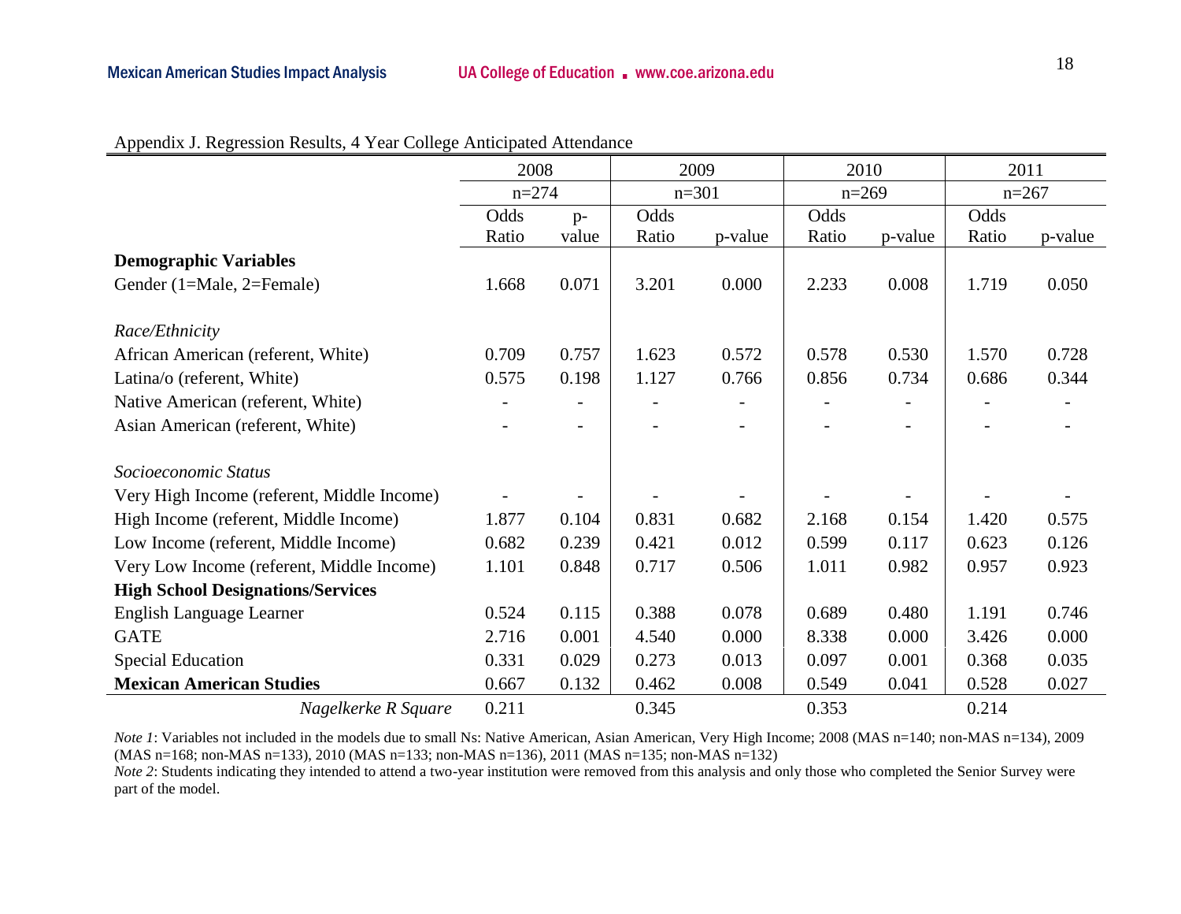Appendix J. Regression Results, 4 Year College Anticipated Attendance

| | 2008 | | 2009 | | 2010 | | 2011 | |
|---|---|---|---|---|---|---|---|---|
| | n=274 | | n=301 | | n=269 | | n=267 | |
| | Odds Ratio | p-value | Odds Ratio | p-value | Odds Ratio | p-value | Odds Ratio | p-value |
| **Demographic Variables** | | | | | | | | |
| Gender (1=Male, 2=Female) | 1.668 | 0.071 | 3.201 | 0.000 | 2.233 | 0.008 | 1.719 | 0.050 |
| *Race/Ethnicity* | | | | | | | | |
| African American (referent, White) | 0.709 | 0.757 | 1.623 | 0.572 | 0.578 | 0.530 | 1.570 | 0.728 |
| Latina/o (referent, White) | 0.575 | 0.198 | 1.127 | 0.766 | 0.856 | 0.734 | 0.686 | 0.344 |
| Native American (referent, White) | - | - | - | - | - | - | - | - |
| Asian American (referent, White) | - | - | - | - | - | - | - | - |
| *Socioeconomic Status* | | | | | | | | |
| Very High Income (referent, Middle Income) | - | - | - | - | - | - | - | - |
| High Income (referent, Middle Income) | 1.877 | 0.104 | 0.831 | 0.682 | 2.168 | 0.154 | 1.420 | 0.575 |
| Low Income (referent, Middle Income) | 0.682 | 0.239 | 0.421 | 0.012 | 0.599 | 0.117 | 0.623 | 0.126 |
| Very Low Income (referent, Middle Income) | 1.101 | 0.848 | 0.717 | 0.506 | 1.011 | 0.982 | 0.957 | 0.923 |
| **High School Designations/Services** | | | | | | | | |
| English Language Learner | 0.524 | 0.115 | 0.388 | 0.078 | 0.689 | 0.480 | 1.191 | 0.746 |
| GATE | 2.716 | 0.001 | 4.540 | 0.000 | 8.338 | 0.000 | 3.426 | 0.000 |
| Special Education | 0.331 | 0.029 | 0.273 | 0.013 | 0.097 | 0.001 | 0.368 | 0.035 |
| **Mexican American Studies** | 0.667 | 0.132 | 0.462 | 0.008 | 0.549 | 0.041 | 0.528 | 0.027 |
| *Nagelkerke R Square* | 0.211 | | 0.345 | | 0.353 | | 0.214 | |

*Note 1*: Variables not included in the models due to small Ns: Native American, Asian American, Very High Income; 2008 (MAS n=140; non-MAS n=134), 2009 (MAS n=168; non-MAS n=133), 2010 (MAS n=133; non-MAS n=136), 2011 (MAS n=135; non-MAS n=132)
*Note 2*: Students indicating they intended to attend a two-year institution were removed from this analysis and only those who completed the Senior Survey were part of the model.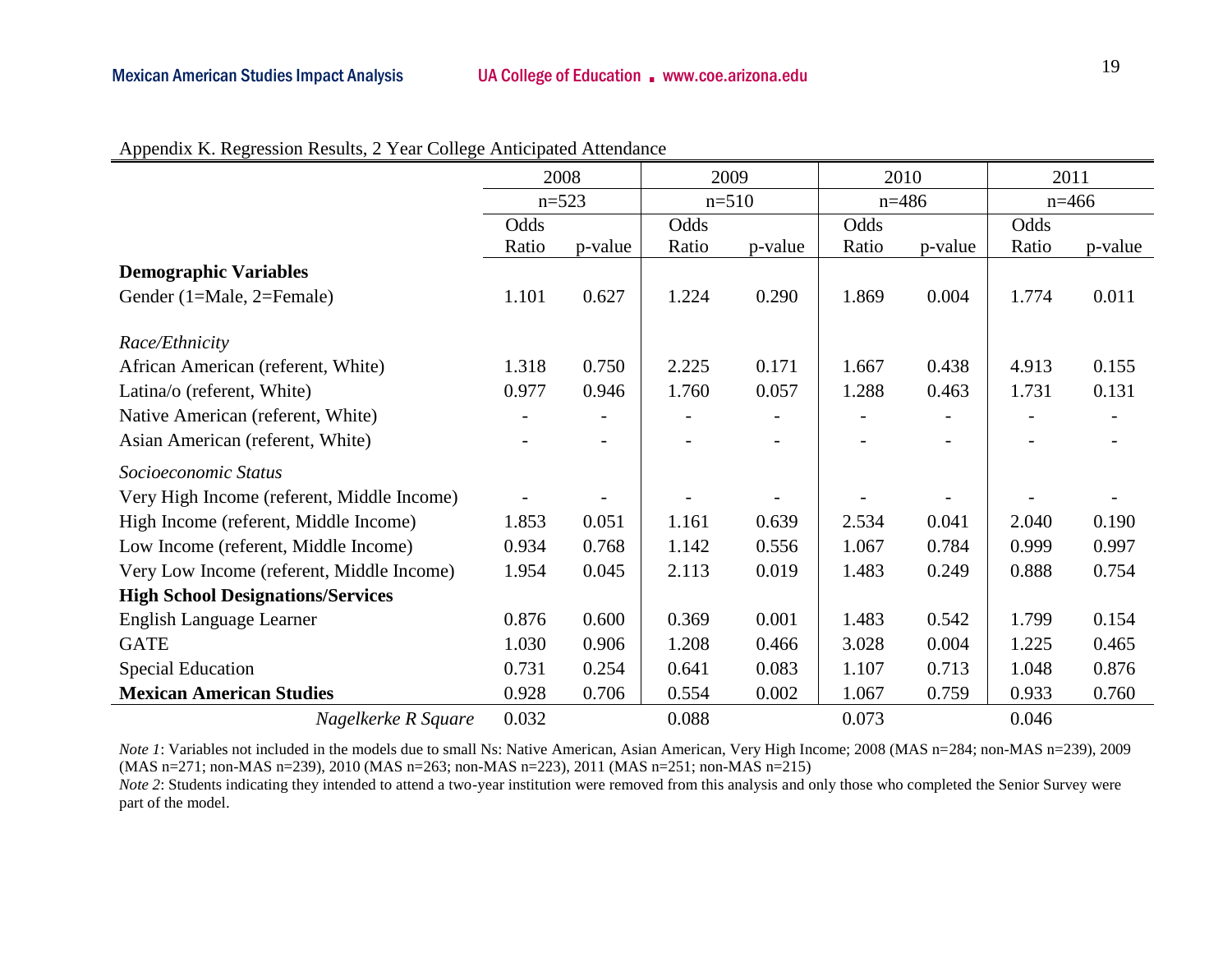Appendix K. Regression Results, 2 Year College Anticipated Attendance

| | 2008 | | 2009 | | 2010 | | 2011 | |
|---|---|---|---|---|---|---|---|---|
| | n=523 | | n=510 | | n=486 | | n=466 | |
| | Odds Ratio | p-value | Odds Ratio | p-value | Odds Ratio | p-value | Odds Ratio | p-value |
| **Demographic Variables** | | | | | | | | |
| Gender (1=Male, 2=Female) | 1.101 | 0.627 | 1.224 | 0.290 | 1.869 | 0.004 | 1.774 | 0.011 |
| *Race/Ethnicity* | | | | | | | | |
| African American (referent, White) | 1.318 | 0.750 | 2.225 | 0.171 | 1.667 | 0.438 | 4.913 | 0.155 |
| Latina/o (referent, White) | 0.977 | 0.946 | 1.760 | 0.057 | 1.288 | 0.463 | 1.731 | 0.131 |
| Native American (referent, White) | - | - | - | - | - | - | - | - |
| Asian American (referent, White) | - | - | - | - | - | - | - | - |
| *Socioeconomic Status* | | | | | | | | |
| Very High Income (referent, Middle Income) | - | - | - | - | - | - | - | - |
| High Income (referent, Middle Income) | 1.853 | 0.051 | 1.161 | 0.639 | 2.534 | 0.041 | 2.040 | 0.190 |
| Low Income (referent, Middle Income) | 0.934 | 0.768 | 1.142 | 0.556 | 1.067 | 0.784 | 0.999 | 0.997 |
| Very Low Income (referent, Middle Income) | 1.954 | 0.045 | 2.113 | 0.019 | 1.483 | 0.249 | 0.888 | 0.754 |
| **High School Designations/Services** | | | | | | | | |
| English Language Learner | 0.876 | 0.600 | 0.369 | 0.001 | 1.483 | 0.542 | 1.799 | 0.154 |
| GATE | 1.030 | 0.906 | 1.208 | 0.466 | 3.028 | 0.004 | 1.225 | 0.465 |
| Special Education | 0.731 | 0.254 | 0.641 | 0.083 | 1.107 | 0.713 | 1.048 | 0.876 |
| **Mexican American Studies** | 0.928 | 0.706 | 0.554 | 0.002 | 1.067 | 0.759 | 0.933 | 0.760 |
| *Nagelkerke R Square* | 0.032 | | 0.088 | | 0.073 | | 0.046 | |

*Note 1*: Variables not included in the models due to small Ns: Native American, Asian American, Very High Income; 2008 (MAS n=284; non-MAS n=239), 2009 (MAS n=271; non-MAS n=239), 2010 (MAS n=263; non-MAS n=223), 2011 (MAS n=251; non-MAS n=215)

*Note 2*: Students indicating they intended to attend a two-year institution were removed from this analysis and only those who completed the Senior Survey were part of the model.